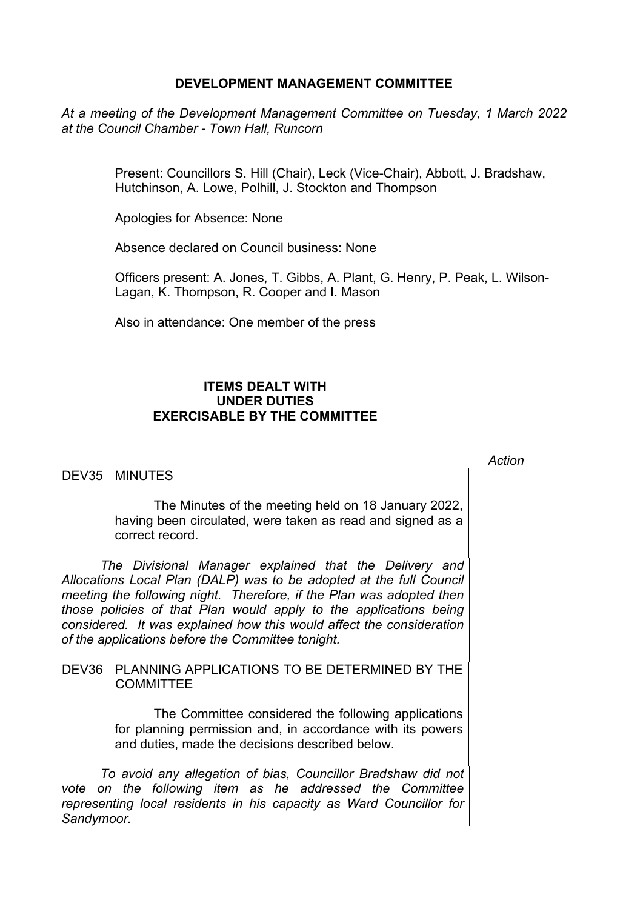# DEVELOPMENT MANAGEMENT COMMITTEE

*At a meeting of the Development Management Committee on Tuesday, 1 March 2022 at the Council Chamber - Town Hall, Runcorn*

Present: Councillors S. Hill (Chair), Leck (Vice-Chair), Abbott, J. Bradshaw, Hutchinson, A. Lowe, Polhill, J. Stockton and Thompson

Apologies for Absence: None

Absence declared on Council business: None

Officers present: A. Jones, T. Gibbs, A. Plant, G. Henry, P. Peak, L. Wilson-Lagan, K. Thompson, R. Cooper and I. Mason

Also in attendance: One member of the press

## ITEMS DEALT WITH UNDER DUTIES EXERCISABLE BY THE COMMITTEE

*Action*

### DEV35 MINUTES

The Minutes of the meeting held on 18 January 2022, having been circulated, were taken as read and signed as a correct record.

*The Divisional Manager explained that the Delivery and Allocations Local Plan (DALP) was to be adopted at the full Council meeting the following night. Therefore, if the Plan was adopted then those policies of that Plan would apply to the applications being considered. It was explained how this would affect the consideration of the applications before the Committee tonight.*

### DEV36 PLANNING APPLICATIONS TO BE DETERMINED BY THE COMMITTEE

The Committee considered the following applications for planning permission and, in accordance with its powers and duties, made the decisions described below.

*To avoid any allegation of bias, Councillor Bradshaw did not vote on the following item as he addressed the Committee representing local residents in his capacity as Ward Councillor for Sandymoor.*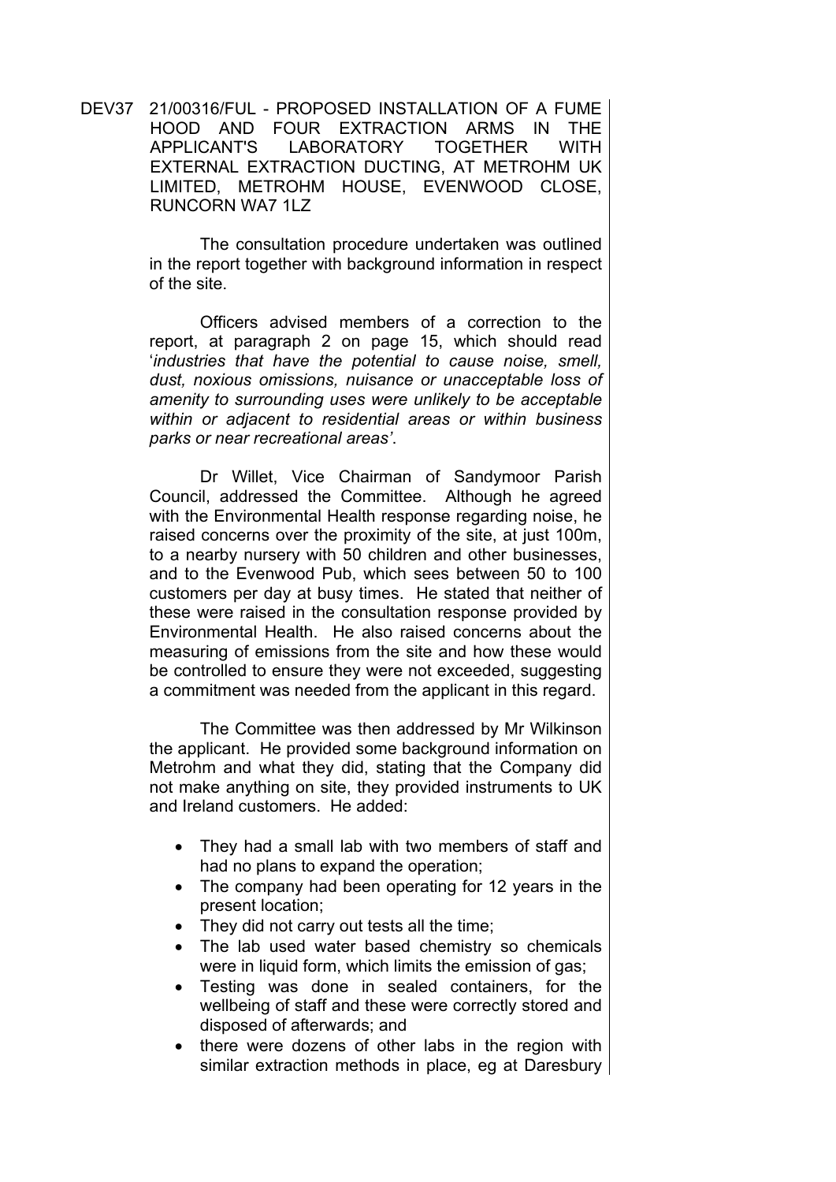DEV37 21/00316/FUL - PROPOSED INSTALLATION OF A FUME HOOD AND FOUR EXTRACTION ARMS IN THE APPLICANT'S LABORATORY TOGETHER WITH EXTERNAL EXTRACTION DUCTING, AT METROHM UK LIMITED, METROHM HOUSE, EVENWOOD CLOSE, RUNCORN WA7 1LZ

The consultation procedure undertaken was outlined in the report together with background information in respect of the site.

Officers advised members of a correction to the report, at paragraph 2 on page 15, which should read '*industries that have the potential to cause noise, smell, dust, noxious omissions, nuisance or unacceptable loss of amenity to surrounding uses were unlikely to be acceptable within or adjacent to residential areas or within business parks or near recreational areas'*.

Dr Willet, Vice Chairman of Sandymoor Parish Council, addressed the Committee. Although he agreed with the Environmental Health response regarding noise, he raised concerns over the proximity of the site, at just 100m, to a nearby nursery with 50 children and other businesses, and to the Evenwood Pub, which sees between 50 to 100 customers per day at busy times. He stated that neither of these were raised in the consultation response provided by Environmental Health. He also raised concerns about the measuring of emissions from the site and how these would be controlled to ensure they were not exceeded, suggesting a commitment was needed from the applicant in this regard.

The Committee was then addressed by Mr Wilkinson the applicant. He provided some background information on Metrohm and what they did, stating that the Company did not make anything on site, they provided instruments to UK and Ireland customers. He added:

- They had a small lab with two members of staff and had no plans to expand the operation;
- The company had been operating for 12 years in the present location;
- They did not carry out tests all the time;
- The lab used water based chemistry so chemicals were in liquid form, which limits the emission of gas;
- Testing was done in sealed containers, for the wellbeing of staff and these were correctly stored and disposed of afterwards; and
- there were dozens of other labs in the region with similar extraction methods in place, eg at Daresbury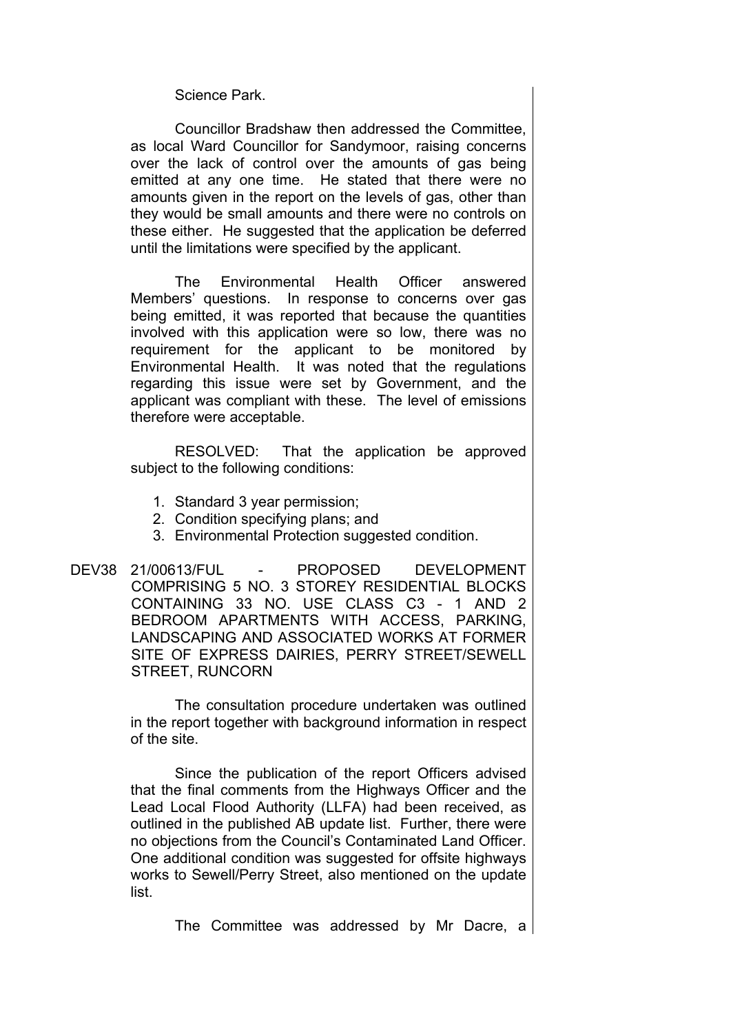Science Park.

Councillor Bradshaw then addressed the Committee, as local Ward Councillor for Sandymoor, raising concerns over the lack of control over the amounts of gas being emitted at any one time. He stated that there were no amounts given in the report on the levels of gas, other than they would be small amounts and there were no controls on these either. He suggested that the application be deferred until the limitations were specified by the applicant.

The Environmental Health Officer answered Members' questions. In response to concerns over gas being emitted, it was reported that because the quantities involved with this application were so low, there was no requirement for the applicant to be monitored by Environmental Health. It was noted that the regulations regarding this issue were set by Government, and the applicant was compliant with these. The level of emissions therefore were acceptable.

RESOLVED: That the application be approved subject to the following conditions:

1. Standard 3 year permission;
2. Condition specifying plans; and
3. Environmental Protection suggested condition.

DEV38 21/00613/FUL - PROPOSED DEVELOPMENT COMPRISING 5 NO. 3 STOREY RESIDENTIAL BLOCKS CONTAINING 33 NO. USE CLASS C3 - 1 AND 2 BEDROOM APARTMENTS WITH ACCESS, PARKING, LANDSCAPING AND ASSOCIATED WORKS AT FORMER SITE OF EXPRESS DAIRIES, PERRY STREET/SEWELL STREET, RUNCORN

The consultation procedure undertaken was outlined in the report together with background information in respect of the site.

Since the publication of the report Officers advised that the final comments from the Highways Officer and the Lead Local Flood Authority (LLFA) had been received, as outlined in the published AB update list. Further, there were no objections from the Council's Contaminated Land Officer. One additional condition was suggested for offsite highways works to Sewell/Perry Street, also mentioned on the update list.

The Committee was addressed by Mr Dacre, a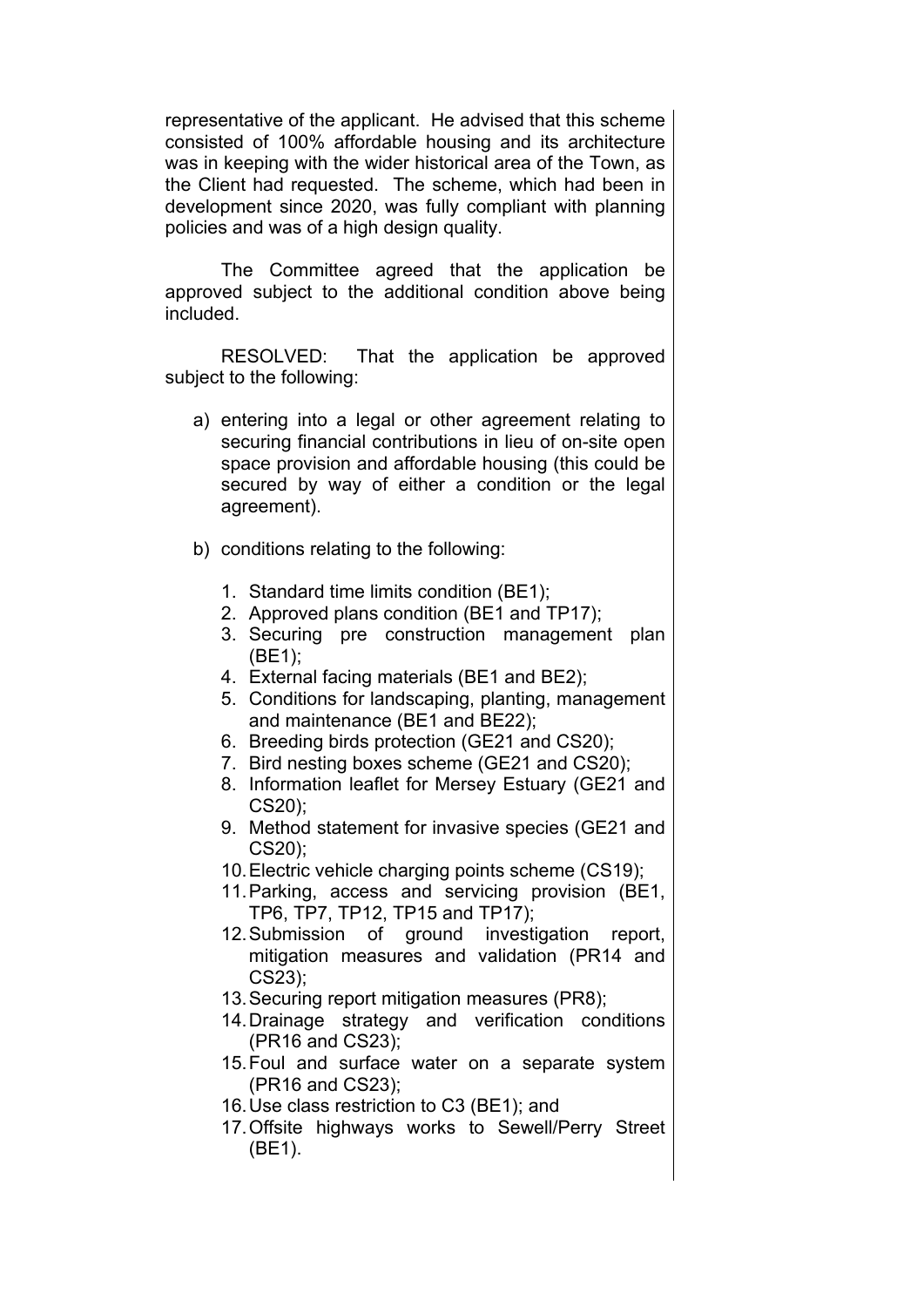representative of the applicant. He advised that this scheme consisted of 100% affordable housing and its architecture was in keeping with the wider historical area of the Town, as the Client had requested. The scheme, which had been in development since 2020, was fully compliant with planning policies and was of a high design quality.

The Committee agreed that the application be approved subject to the additional condition above being included.

RESOLVED: That the application be approved subject to the following:

a) entering into a legal or other agreement relating to securing financial contributions in lieu of on-site open space provision and affordable housing (this could be secured by way of either a condition or the legal agreement).

b) conditions relating to the following:

1. Standard time limits condition (BE1);
2. Approved plans condition (BE1 and TP17);
3. Securing pre construction management plan (BE1);
4. External facing materials (BE1 and BE2);
5. Conditions for landscaping, planting, management and maintenance (BE1 and BE22);
6. Breeding birds protection (GE21 and CS20);
7. Bird nesting boxes scheme (GE21 and CS20);
8. Information leaflet for Mersey Estuary (GE21 and CS20);
9. Method statement for invasive species (GE21 and CS20);
10. Electric vehicle charging points scheme (CS19);
11. Parking, access and servicing provision (BE1, TP6, TP7, TP12, TP15 and TP17);
12. Submission of ground investigation report, mitigation measures and validation (PR14 and CS23);
13. Securing report mitigation measures (PR8);
14. Drainage strategy and verification conditions (PR16 and CS23);
15. Foul and surface water on a separate system (PR16 and CS23);
16. Use class restriction to C3 (BE1); and
17. Offsite highways works to Sewell/Perry Street (BE1).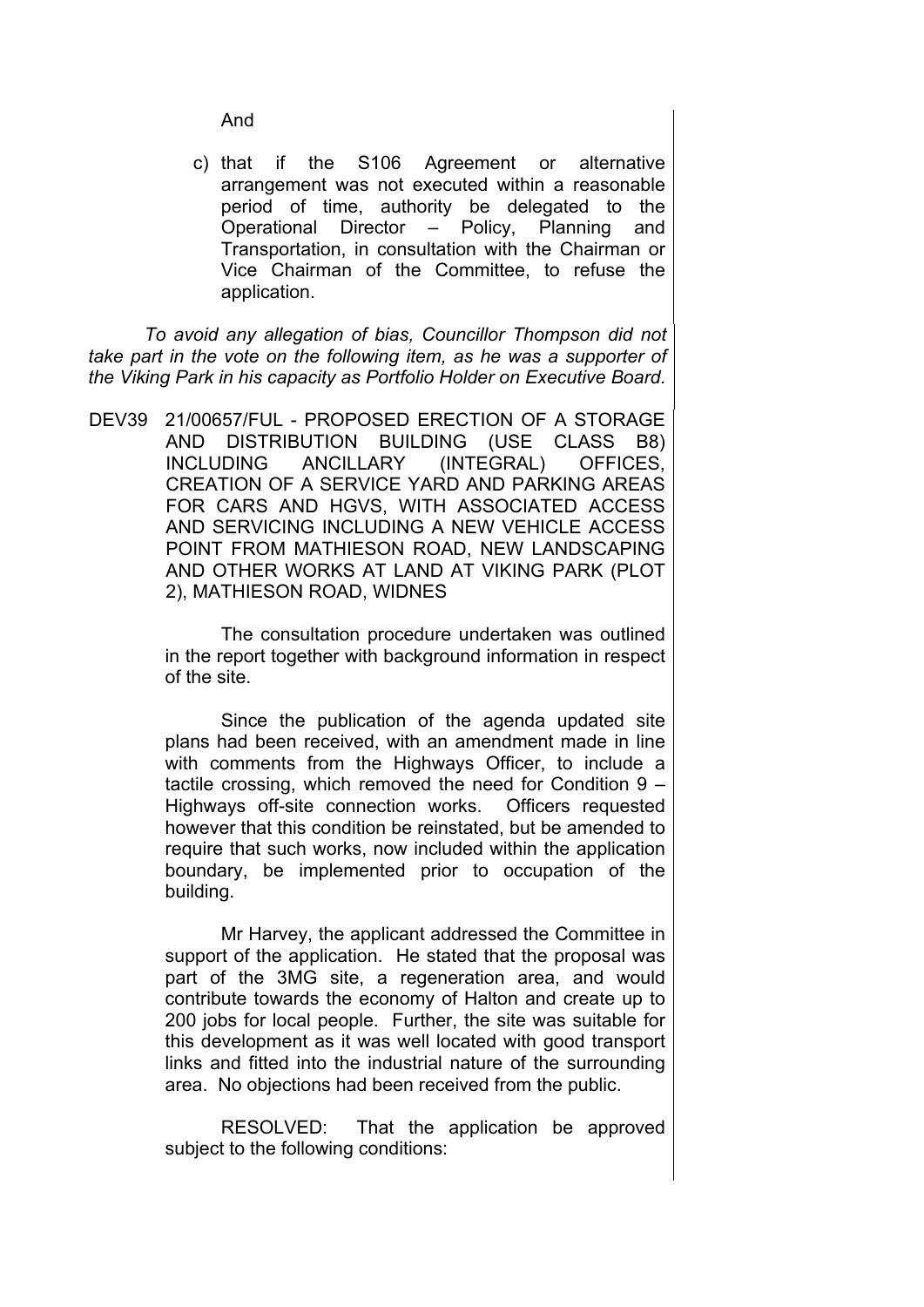And

c) that if the S106 Agreement or alternative arrangement was not executed within a reasonable period of time, authority be delegated to the Operational Director – Policy, Planning and Transportation, in consultation with the Chairman or Vice Chairman of the Committee, to refuse the application.

*To avoid any allegation of bias, Councillor Thompson did not take part in the vote on the following item, as he was a supporter of the Viking Park in his capacity as Portfolio Holder on Executive Board.*

DEV39 21/00657/FUL - PROPOSED ERECTION OF A STORAGE AND DISTRIBUTION BUILDING (USE CLASS B8) INCLUDING ANCILLARY (INTEGRAL) OFFICES, CREATION OF A SERVICE YARD AND PARKING AREAS FOR CARS AND HGVS, WITH ASSOCIATED ACCESS AND SERVICING INCLUDING A NEW VEHICLE ACCESS POINT FROM MATHIESON ROAD, NEW LANDSCAPING AND OTHER WORKS AT LAND AT VIKING PARK (PLOT 2), MATHIESON ROAD, WIDNES

The consultation procedure undertaken was outlined in the report together with background information in respect of the site.

Since the publication of the agenda updated site plans had been received, with an amendment made in line with comments from the Highways Officer, to include a tactile crossing, which removed the need for Condition 9 – Highways off-site connection works. Officers requested however that this condition be reinstated, but be amended to require that such works, now included within the application boundary, be implemented prior to occupation of the building.

Mr Harvey, the applicant addressed the Committee in support of the application. He stated that the proposal was part of the 3MG site, a regeneration area, and would contribute towards the economy of Halton and create up to 200 jobs for local people. Further, the site was suitable for this development as it was well located with good transport links and fitted into the industrial nature of the surrounding area. No objections had been received from the public.

RESOLVED: That the application be approved subject to the following conditions: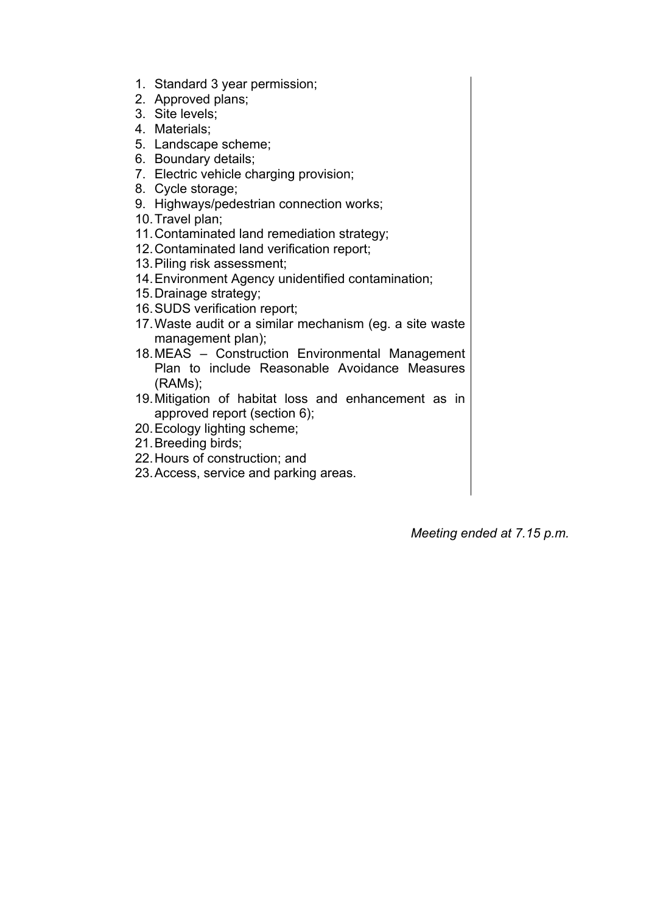1. Standard 3 year permission;
2. Approved plans;
3. Site levels;
4. Materials;
5. Landscape scheme;
6. Boundary details;
7. Electric vehicle charging provision;
8. Cycle storage;
9. Highways/pedestrian connection works;
10. Travel plan;
11. Contaminated land remediation strategy;
12. Contaminated land verification report;
13. Piling risk assessment;
14. Environment Agency unidentified contamination;
15. Drainage strategy;
16. SUDS verification report;
17. Waste audit or a similar mechanism (eg. a site waste management plan);
18. MEAS – Construction Environmental Management Plan to include Reasonable Avoidance Measures (RAMs);
19. Mitigation of habitat loss and enhancement as in approved report (section 6);
20. Ecology lighting scheme;
21. Breeding birds;
22. Hours of construction; and
23. Access, service and parking areas.

*Meeting ended at 7.15 p.m.*